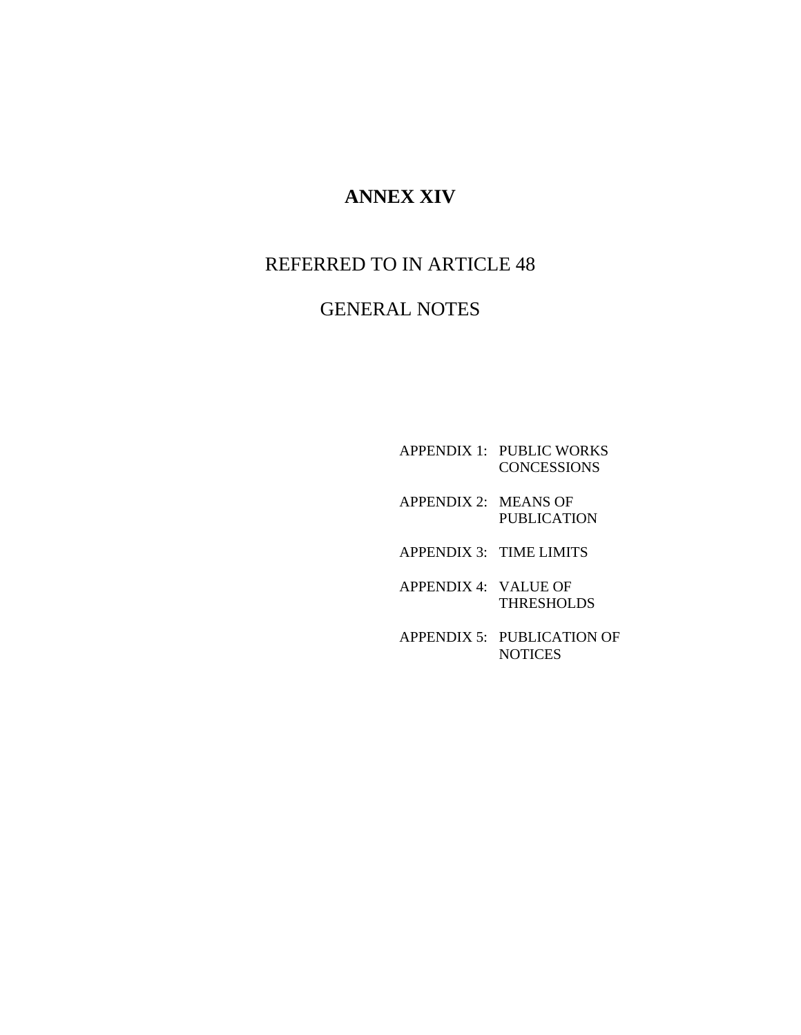# ANNEX XIV

## REFERRED TO IN ARTICLE 48

## GENERAL NOTES

APPENDIX 1: PUBLIC WORKS CONCESSIONS

APPENDIX 2: MEANS OF PUBLICATION

APPENDIX 3: TIME LIMITS

APPENDIX 4: VALUE OF THRESHOLDS

APPENDIX 5: PUBLICATION OF NOTICES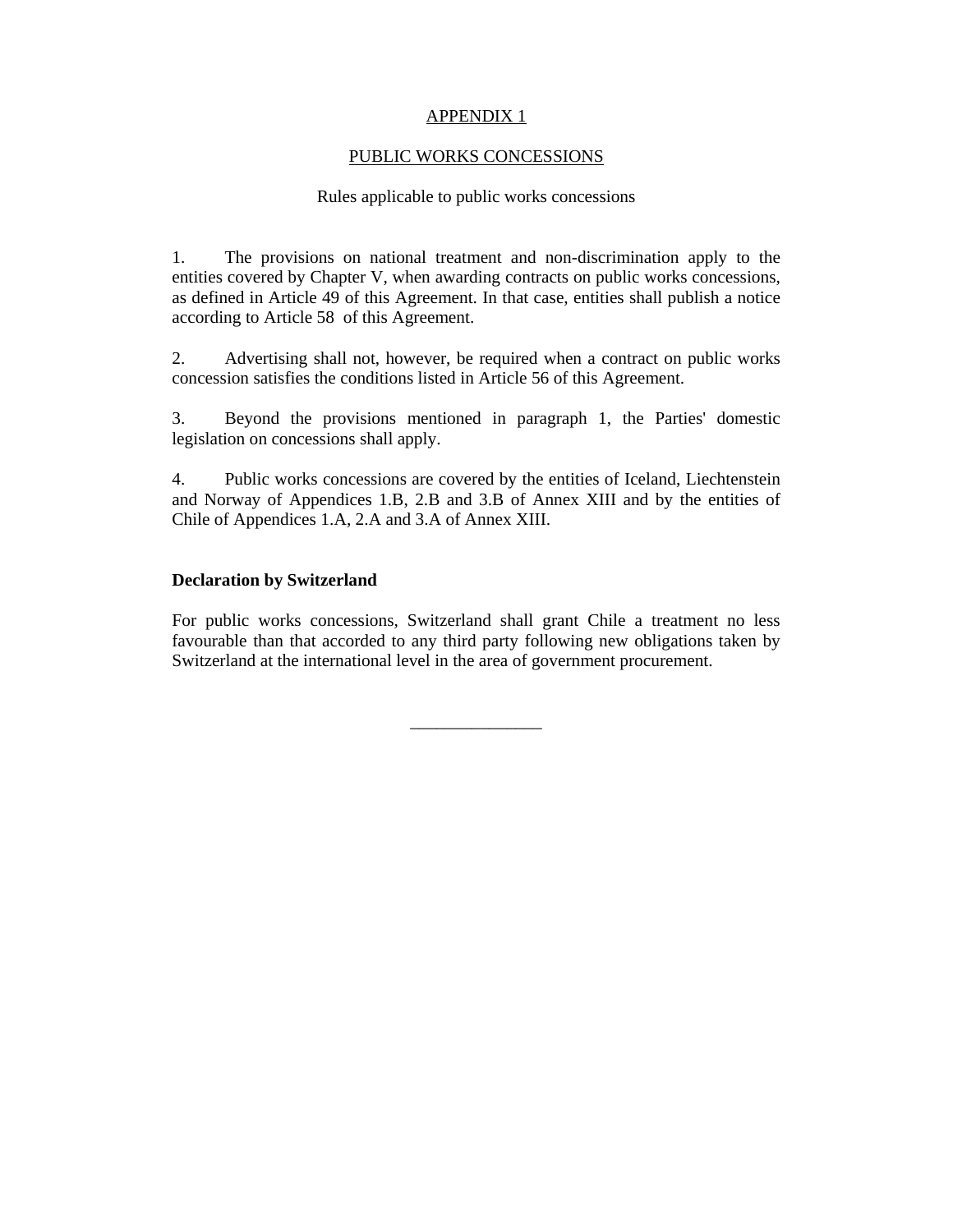APPENDIX 1

PUBLIC WORKS CONCESSIONS

Rules applicable to public works concessions

1. The provisions on national treatment and non-discrimination apply to the entities covered by Chapter V, when awarding contracts on public works concessions, as defined in Article 49 of this Agreement. In that case, entities shall publish a notice according to Article 58 of this Agreement.

2. Advertising shall not, however, be required when a contract on public works concession satisfies the conditions listed in Article 56 of this Agreement.

3. Beyond the provisions mentioned in paragraph 1, the Parties' domestic legislation on concessions shall apply.

4. Public works concessions are covered by the entities of Iceland, Liechtenstein and Norway of Appendices 1.B, 2.B and 3.B of Annex XIII and by the entities of Chile of Appendices 1.A, 2.A and 3.A of Annex XIII.

**Declaration by Switzerland**

For public works concessions, Switzerland shall grant Chile a treatment no less favourable than that accorded to any third party following new obligations taken by Switzerland at the international level in the area of government procurement.

_______________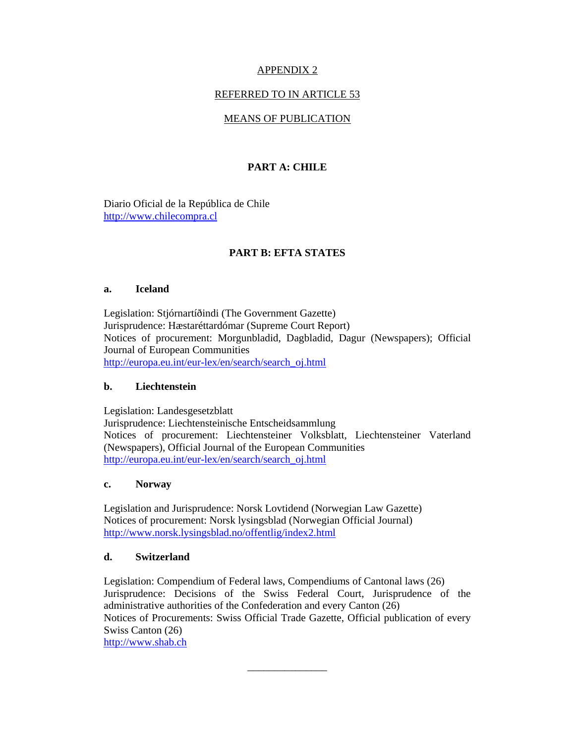APPENDIX 2

REFERRED TO IN ARTICLE 53

MEANS OF PUBLICATION

## PART A: CHILE

Diario Oficial de la República de Chile
http://www.chilecompra.cl

## PART B: EFTA STATES

### a. Iceland

Legislation: Stjórnartíðindi (The Government Gazette)
Jurisprudence: Hæstaréttardómar (Supreme Court Report)
Notices of procurement: Morgunbladid, Dagbladid, Dagur (Newspapers); Official Journal of European Communities
http://europa.eu.int/eur-lex/en/search/search_oj.html

### b. Liechtenstein

Legislation: Landesgesetzblatt
Jurisprudence: Liechtensteinische Entscheidsammlung
Notices of procurement: Liechtensteiner Volksblatt, Liechtensteiner Vaterland (Newspapers), Official Journal of the European Communities
http://europa.eu.int/eur-lex/en/search/search_oj.html

### c. Norway

Legislation and Jurisprudence: Norsk Lovtidend (Norwegian Law Gazette)
Notices of procurement: Norsk lysingsblad (Norwegian Official Journal)
http://www.norsk.lysingsblad.no/offentlig/index2.html

### d. Switzerland

Legislation: Compendium of Federal laws, Compendiums of Cantonal laws (26)
Jurisprudence: Decisions of the Swiss Federal Court, Jurisprudence of the administrative authorities of the Confederation and every Canton (26)
Notices of Procurements: Swiss Official Trade Gazette, Official publication of every Swiss Canton (26)
http://www.shab.ch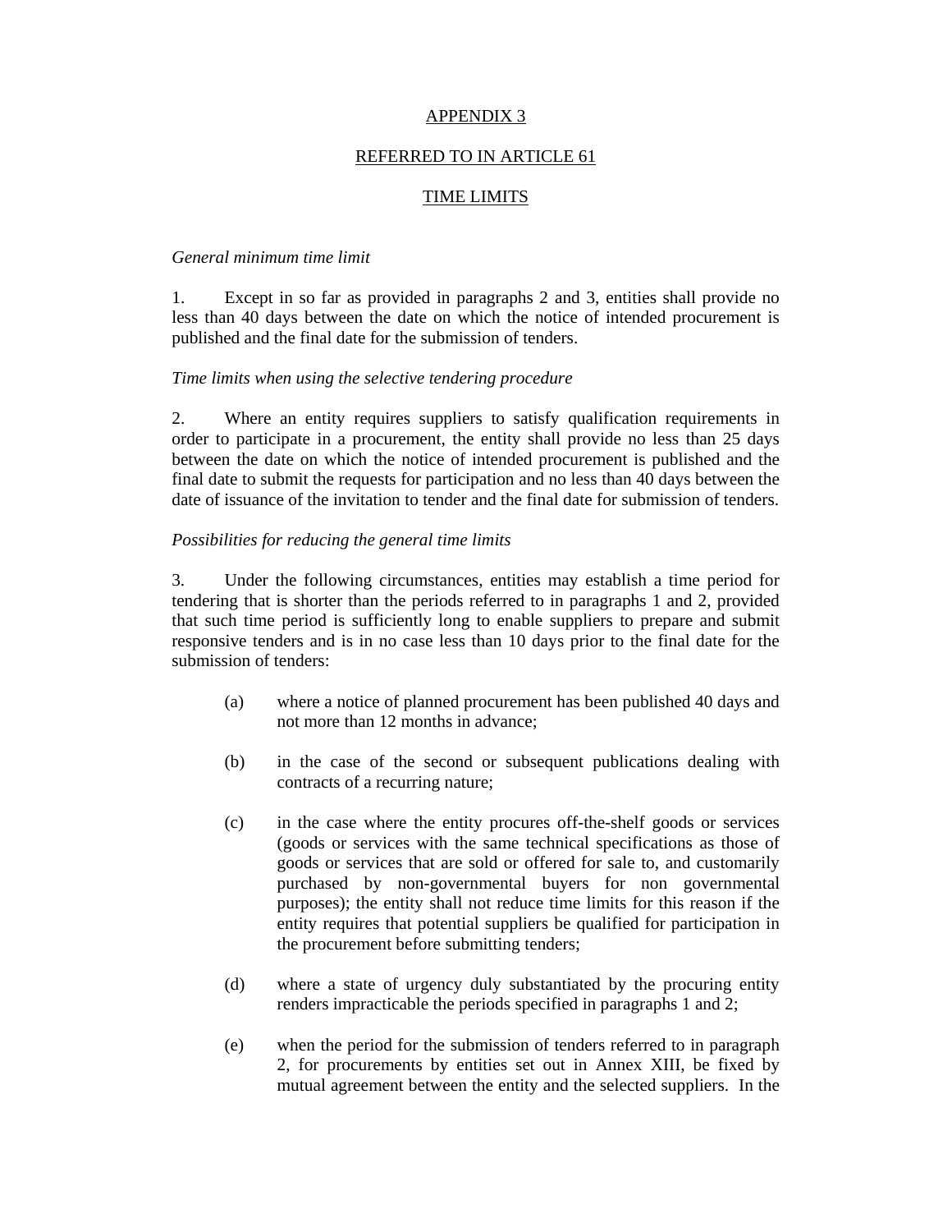# APPENDIX 3

## REFERRED TO IN ARTICLE 61

## TIME LIMITS

*General minimum time limit*

1. Except in so far as provided in paragraphs 2 and 3, entities shall provide no less than 40 days between the date on which the notice of intended procurement is published and the final date for the submission of tenders.

*Time limits when using the selective tendering procedure*

2. Where an entity requires suppliers to satisfy qualification requirements in order to participate in a procurement, the entity shall provide no less than 25 days between the date on which the notice of intended procurement is published and the final date to submit the requests for participation and no less than 40 days between the date of issuance of the invitation to tender and the final date for submission of tenders.

*Possibilities for reducing the general time limits*

3. Under the following circumstances, entities may establish a time period for tendering that is shorter than the periods referred to in paragraphs 1 and 2, provided that such time period is sufficiently long to enable suppliers to prepare and submit responsive tenders and is in no case less than 10 days prior to the final date for the submission of tenders:

(a) where a notice of planned procurement has been published 40 days and not more than 12 months in advance;

(b) in the case of the second or subsequent publications dealing with contracts of a recurring nature;

(c) in the case where the entity procures off-the-shelf goods or services (goods or services with the same technical specifications as those of goods or services that are sold or offered for sale to, and customarily purchased by non-governmental buyers for non governmental purposes); the entity shall not reduce time limits for this reason if the entity requires that potential suppliers be qualified for participation in the procurement before submitting tenders;

(d) where a state of urgency duly substantiated by the procuring entity renders impracticable the periods specified in paragraphs 1 and 2;

(e) when the period for the submission of tenders referred to in paragraph 2, for procurements by entities set out in Annex XIII, be fixed by mutual agreement between the entity and the selected suppliers. In the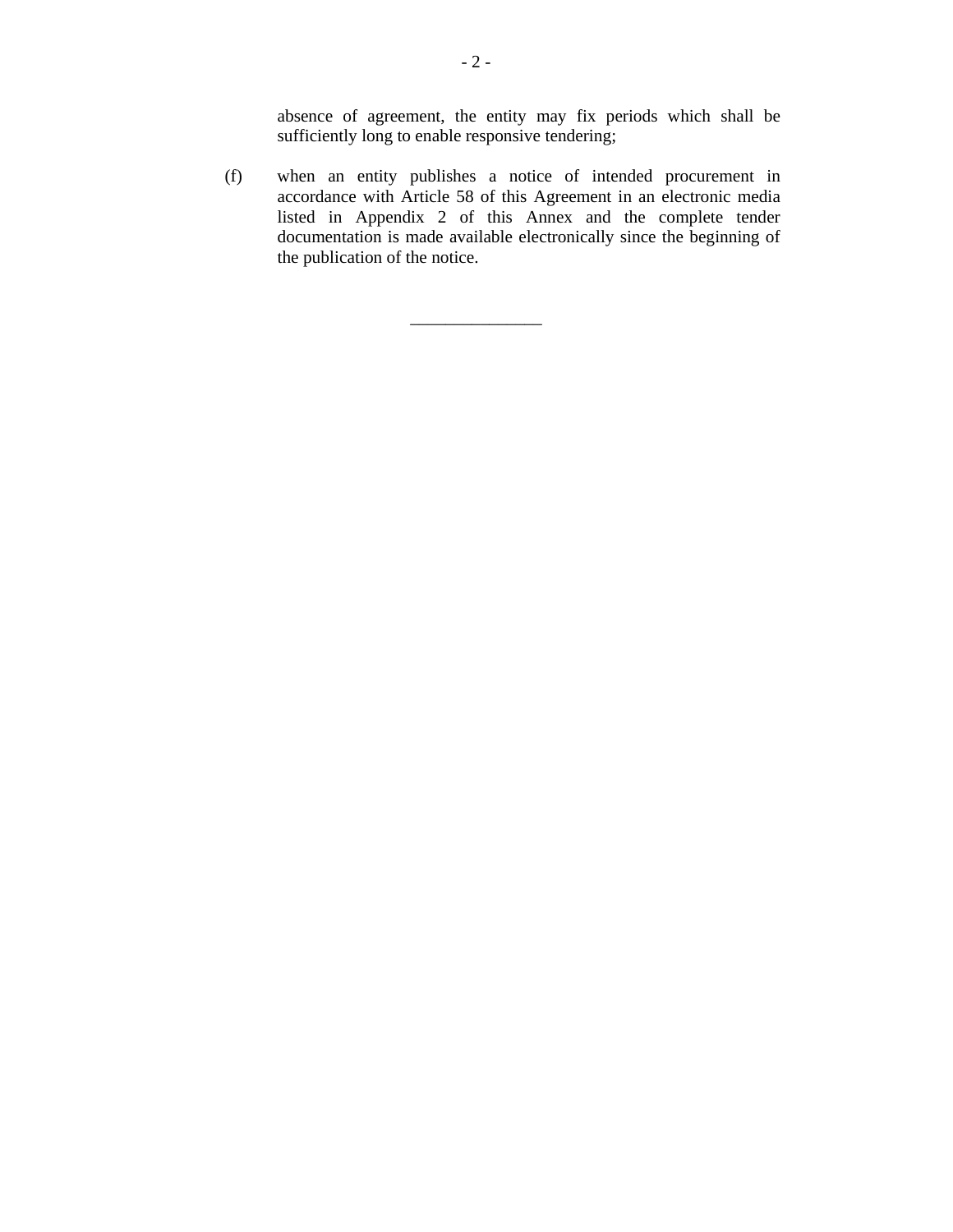absence of agreement, the entity may fix periods which shall be sufficiently long to enable responsive tendering;

(f) when an entity publishes a notice of intended procurement in accordance with Article 58 of this Agreement in an electronic media listed in Appendix 2 of this Annex and the complete tender documentation is made available electronically since the beginning of the publication of the notice.

---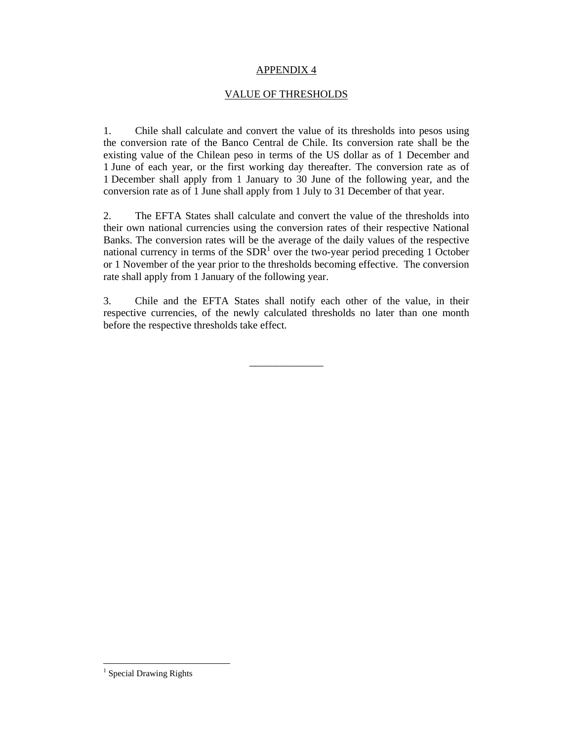# APPENDIX 4

## VALUE OF THRESHOLDS

1. Chile shall calculate and convert the value of its thresholds into pesos using the conversion rate of the Banco Central de Chile. Its conversion rate shall be the existing value of the Chilean peso in terms of the US dollar as of 1 December and 1 June of each year, or the first working day thereafter. The conversion rate as of 1 December shall apply from 1 January to 30 June of the following year, and the conversion rate as of 1 June shall apply from 1 July to 31 December of that year.

2. The EFTA States shall calculate and convert the value of the thresholds into their own national currencies using the conversion rates of their respective National Banks. The conversion rates will be the average of the daily values of the respective national currency in terms of the SDR[1] over the two-year period preceding 1 October or 1 November of the year prior to the thresholds becoming effective. The conversion rate shall apply from 1 January of the following year.

3. Chile and the EFTA States shall notify each other of the value, in their respective currencies, of the newly calculated thresholds no later than one month before the respective thresholds take effect.

______________

[1] Special Drawing Rights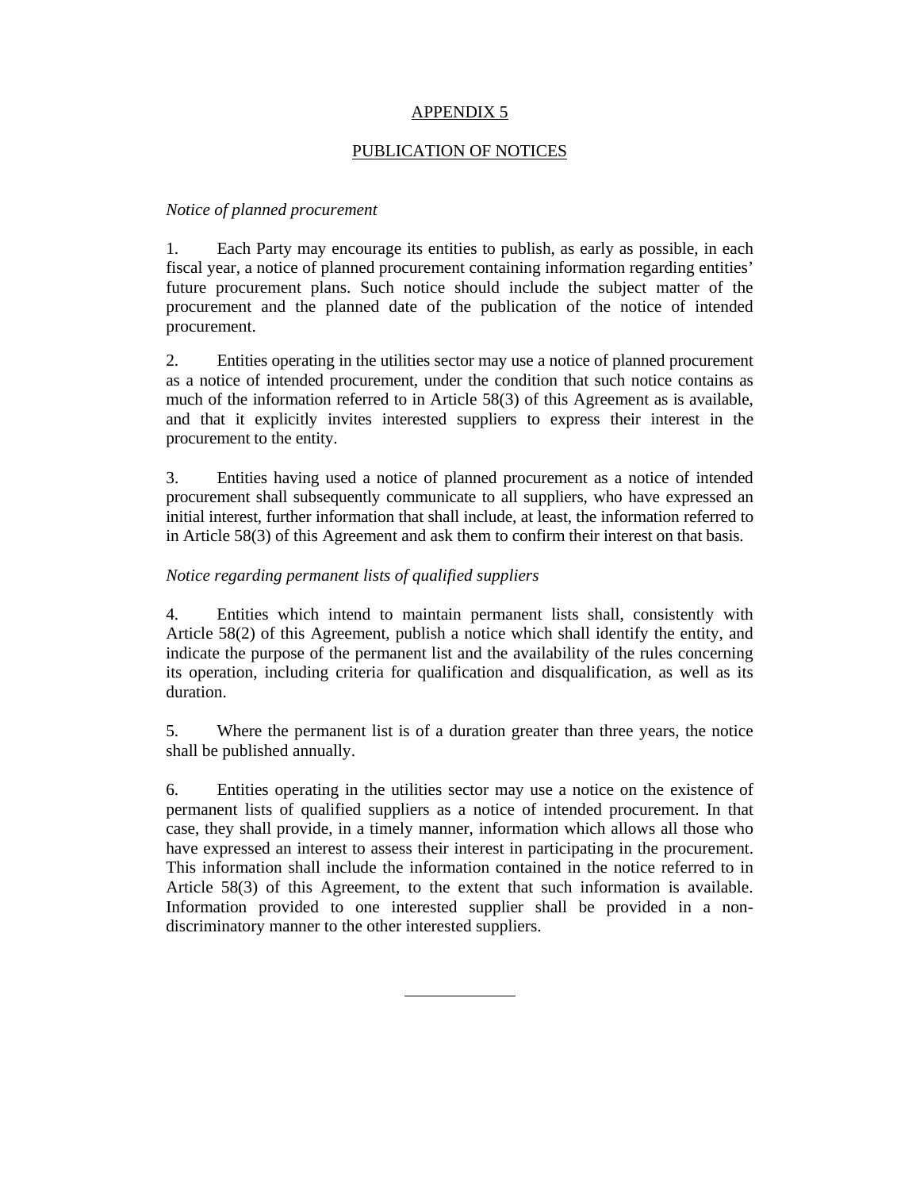# APPENDIX 5

## PUBLICATION OF NOTICES

*Notice of planned procurement*

1. Each Party may encourage its entities to publish, as early as possible, in each fiscal year, a notice of planned procurement containing information regarding entities' future procurement plans. Such notice should include the subject matter of the procurement and the planned date of the publication of the notice of intended procurement.

2. Entities operating in the utilities sector may use a notice of planned procurement as a notice of intended procurement, under the condition that such notice contains as much of the information referred to in Article 58(3) of this Agreement as is available, and that it explicitly invites interested suppliers to express their interest in the procurement to the entity.

3. Entities having used a notice of planned procurement as a notice of intended procurement shall subsequently communicate to all suppliers, who have expressed an initial interest, further information that shall include, at least, the information referred to in Article 58(3) of this Agreement and ask them to confirm their interest on that basis.

*Notice regarding permanent lists of qualified suppliers*

4. Entities which intend to maintain permanent lists shall, consistently with Article 58(2) of this Agreement, publish a notice which shall identify the entity, and indicate the purpose of the permanent list and the availability of the rules concerning its operation, including criteria for qualification and disqualification, as well as its duration.

5. Where the permanent list is of a duration greater than three years, the notice shall be published annually.

6. Entities operating in the utilities sector may use a notice on the existence of permanent lists of qualified suppliers as a notice of intended procurement. In that case, they shall provide, in a timely manner, information which allows all those who have expressed an interest to assess their interest in participating in the procurement. This information shall include the information contained in the notice referred to in Article 58(3) of this Agreement, to the extent that such information is available. Information provided to one interested supplier shall be provided in a non-discriminatory manner to the other interested suppliers.